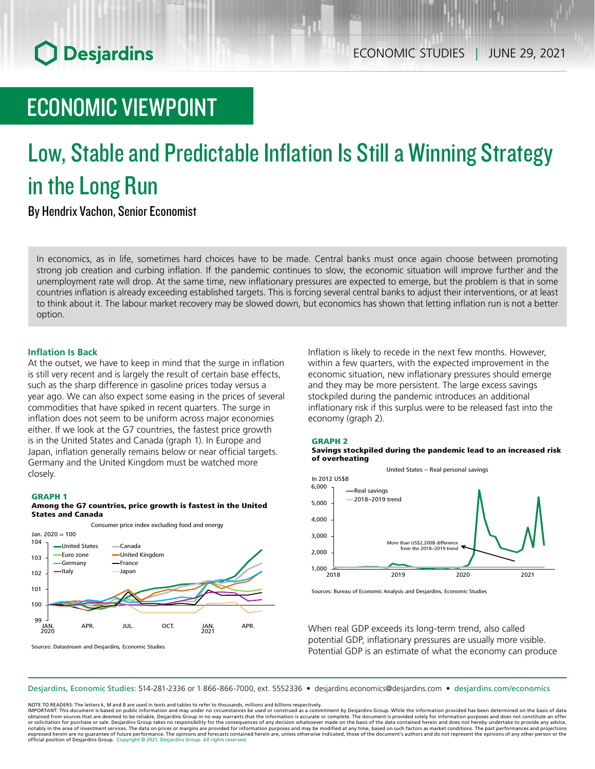# ECONOMIC VIEWPOINT

# Low, Stable and Predictable Inflation Is Still a Winning Strategy in the Long Run

By Hendrix Vachon, Senior Economist

In economics, as in life, sometimes hard choices have to be made. Central banks must once again choose between promoting strong job creation and curbing inflation. If the pandemic continues to slow, the economic situation will improve further and the unemployment rate will drop. At the same time, new inflationary pressures are expected to emerge, but the problem is that in some countries inflation is already exceeding established targets. This is forcing several central banks to adjust their interventions, or at least to think about it. The labour market recovery may be slowed down, but economics has shown that letting inflation run is not a better option.

## Inflation Is Back

At the outset, we have to keep in mind that the surge in inflation is still very recent and is largely the result of certain base effects, such as the sharp difference in gasoline prices today versus a year ago. We can also expect some easing in the prices of several commodities that have spiked in recent quarters. The surge in inflation does not seem to be uniform across major economies either. If we look at the G7 countries, the fastest price growth is in the United States and Canada (graph 1). In Europe and Japan, inflation generally remains below or near official targets. Germany and the United Kingdom must be watched more closely.

**GRAPH 1**
**Among the G7 countries, price growth is fastest in the United States and Canada**

Sources: Datastream and Desjardins, Economic Studies

Inflation is likely to recede in the next few months. However, within a few quarters, with the expected improvement in the economic situation, new inflationary pressures should emerge and they may be more persistent. The large excess savings stockpiled during the pandemic introduces an additional inflationary risk if this surplus were to be released fast into the economy (graph 2).

**GRAPH 2**
**Savings stockpiled during the pandemic lead to an increased risk of overheating**

Sources: Bureau of Economic Analysis and Desjardins, Economic Studies

When real GDP exceeds its long-term trend, also called potential GDP, inflationary pressures are usually more visible. Potential GDP is an estimate of what the economy can produce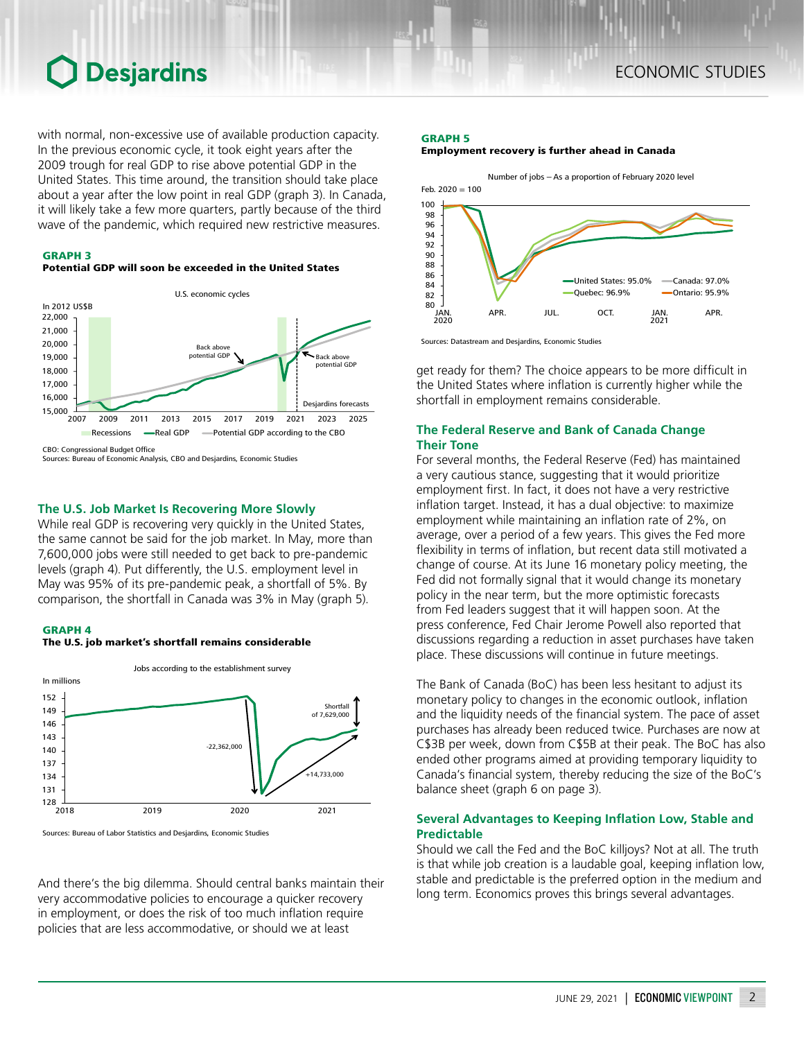with normal, non-excessive use of available production capacity. In the previous economic cycle, it took eight years after the 2009 trough for real GDP to rise above potential GDP in the United States. This time around, the transition should take place about a year after the low point in real GDP (graph 3). In Canada, it will likely take a few more quarters, partly because of the third wave of the pandemic, which required new restrictive measures.

**GRAPH 3**
**Potential GDP will soon be exceeded in the United States**

U.S. economic cycles

In 2012 US$B

Recessions — Real GDP — Potential GDP according to the CBO

CBO: Congressional Budget Office
Sources: Bureau of Economic Analysis, CBO and Desjardins, Economic Studies

## The U.S. Job Market Is Recovering More Slowly

While real GDP is recovering very quickly in the United States, the same cannot be said for the job market. In May, more than 7,600,000 jobs were still needed to get back to pre-pandemic levels (graph 4). Put differently, the U.S. employment level in May was 95% of its pre-pandemic peak, a shortfall of 5%. By comparison, the shortfall in Canada was 3% in May (graph 5).

**GRAPH 4**
**The U.S. job market's shortfall remains considerable**

Jobs according to the establishment survey

In millions

Sources: Bureau of Labor Statistics and Desjardins, Economic Studies

And there's the big dilemma. Should central banks maintain their very accommodative policies to encourage a quicker recovery in employment, or does the risk of too much inflation require policies that are less accommodative, or should we at least get ready for them? The choice appears to be more difficult in the United States where inflation is currently higher while the shortfall in employment remains considerable.

**GRAPH 5**
**Employment recovery is further ahead in Canada**

Number of jobs – As a proportion of February 2020 level

Feb. 2020 = 100

United States: 95.0% — Canada: 97.0% — Quebec: 96.9% — Ontario: 95.9%

Sources: Datastream and Desjardins, Economic Studies

## The Federal Reserve and Bank of Canada Change Their Tone

For several months, the Federal Reserve (Fed) has maintained a very cautious stance, suggesting that it would prioritize employment first. In fact, it does not have a very restrictive inflation target. Instead, it has a dual objective: to maximize employment while maintaining an inflation rate of 2%, on average, over a period of a few years. This gives the Fed more flexibility in terms of inflation, but recent data still motivated a change of course. At its June 16 monetary policy meeting, the Fed did not formally signal that it would change its monetary policy in the near term, but the more optimistic forecasts from Fed leaders suggest that it will happen soon. At the press conference, Fed Chair Jerome Powell also reported that discussions regarding a reduction in asset purchases have taken place. These discussions will continue in future meetings.

The Bank of Canada (BoC) has been less hesitant to adjust its monetary policy to changes in the economic outlook, inflation and the liquidity needs of the financial system. The pace of asset purchases has already been reduced twice. Purchases are now at C$3B per week, down from C$5B at their peak. The BoC has also ended other programs aimed at providing temporary liquidity to Canada's financial system, thereby reducing the size of the BoC's balance sheet (graph 6 on page 3).

## Several Advantages to Keeping Inflation Low, Stable and Predictable

Should we call the Fed and the BoC killjoys? Not at all. The truth is that while job creation is a laudable goal, keeping inflation low, stable and predictable is the preferred option in the medium and long term. Economics proves this brings several advantages.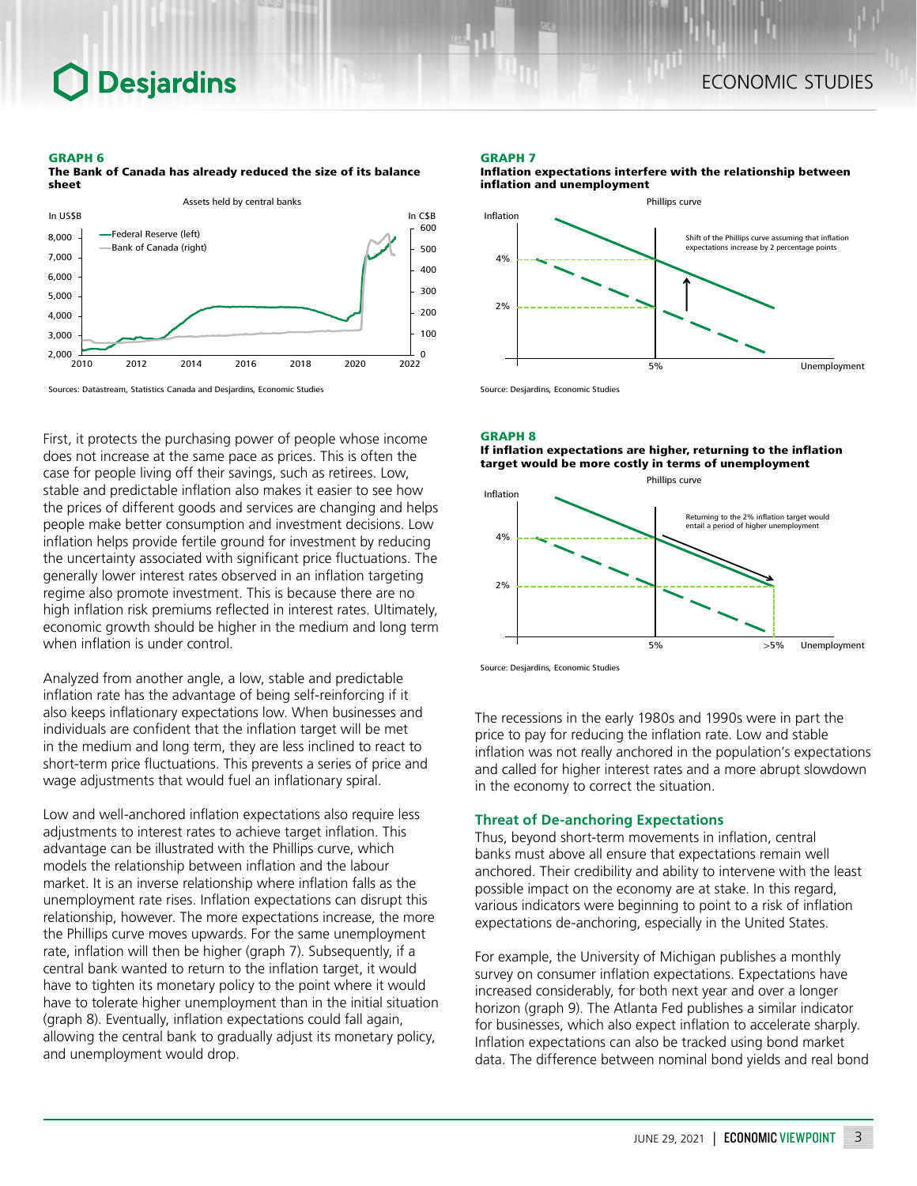**GRAPH 6**
**The Bank of Canada has already reduced the size of its balance sheet**

Sources: Datastream, Statistics Canada and Desjardins, Economic Studies

First, it protects the purchasing power of people whose income does not increase at the same pace as prices. This is often the case for people living off their savings, such as retirees. Low, stable and predictable inflation also makes it easier to see how the prices of different goods and services are changing and helps people make better consumption and investment decisions. Low inflation helps provide fertile ground for investment by reducing the uncertainty associated with significant price fluctuations. The generally lower interest rates observed in an inflation targeting regime also promote investment. This is because there are no high inflation risk premiums reflected in interest rates. Ultimately, economic growth should be higher in the medium and long term when inflation is under control.

Analyzed from another angle, a low, stable and predictable inflation rate has the advantage of being self-reinforcing if it also keeps inflationary expectations low. When businesses and individuals are confident that the inflation target will be met in the medium and long term, they are less inclined to react to short-term price fluctuations. This prevents a series of price and wage adjustments that would fuel an inflationary spiral.

Low and well-anchored inflation expectations also require less adjustments to interest rates to achieve target inflation. This advantage can be illustrated with the Phillips curve, which models the relationship between inflation and the labour market. It is an inverse relationship where inflation falls as the unemployment rate rises. Inflation expectations can disrupt this relationship, however. The more expectations increase, the more the Phillips curve moves upwards. For the same unemployment rate, inflation will then be higher (graph 7). Subsequently, if a central bank wanted to return to the inflation target, it would have to tighten its monetary policy to the point where it would have to tolerate higher unemployment than in the initial situation (graph 8). Eventually, inflation expectations could fall again, allowing the central bank to gradually adjust its monetary policy, and unemployment would drop.

**GRAPH 7**
**Inflation expectations interfere with the relationship between inflation and unemployment**

Source: Desjardins, Economic Studies

**GRAPH 8**
**If inflation expectations are higher, returning to the inflation target would be more costly in terms of unemployment**

Source: Desjardins, Economic Studies

The recessions in the early 1980s and 1990s were in part the price to pay for reducing the inflation rate. Low and stable inflation was not really anchored in the population's expectations and called for higher interest rates and a more abrupt slowdown in the economy to correct the situation.

### Threat of De-anchoring Expectations

Thus, beyond short-term movements in inflation, central banks must above all ensure that expectations remain well anchored. Their credibility and ability to intervene with the least possible impact on the economy are at stake. In this regard, various indicators were beginning to point to a risk of inflation expectations de-anchoring, especially in the United States.

For example, the University of Michigan publishes a monthly survey on consumer inflation expectations. Expectations have increased considerably, for both next year and over a longer horizon (graph 9). The Atlanta Fed publishes a similar indicator for businesses, which also expect inflation to accelerate sharply. Inflation expectations can also be tracked using bond market data. The difference between nominal bond yields and real bond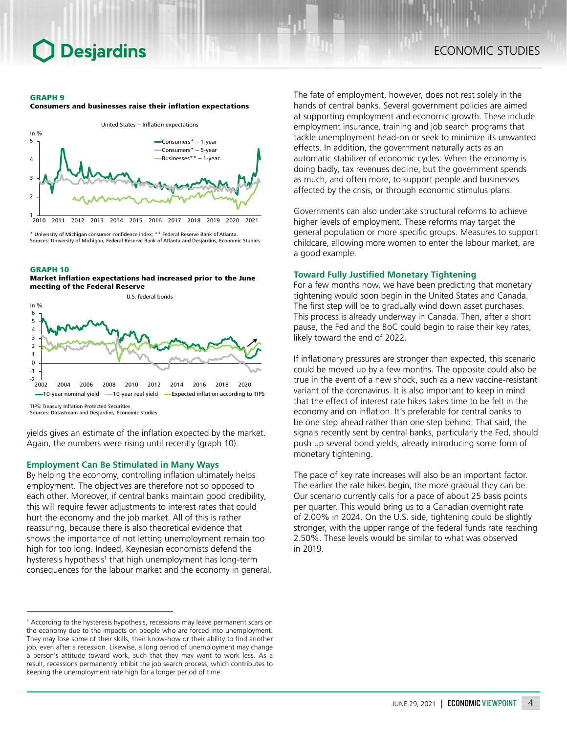**GRAPH 9**
**Consumers and businesses raise their inflation expectations**

United States – Inflation expectations

In %

5
4
3
2
1

2010 2011 2012 2013 2014 2015 2016 2017 2018 2019 2020 2021

Consumers* – 1-year
Consumers* – 5-year
Businesses** – 1-year

* University of Michigan consumer confidence index; ** Federal Reserve Bank of Atlanta.
Sources: University of Michigan, Federal Reserve Bank of Atlanta and Desjardins, Economic Studies

**GRAPH 10**
**Market inflation expectations had increased prior to the June meeting of the Federal Reserve**

U.S. federal bonds

In %

6
5
4
3
2
1
0
-1
-2

2002 2004 2006 2008 2010 2012 2014 2016 2018 2020

10-year nominal yield
10-year real yield
Expected inflation according to TIPS

TIPS: Treasury Inflation Protected Securities
Sources: Datastream and Desjardins, Economic Studies

yields gives an estimate of the inflation expected by the market. Again, the numbers were rising until recently (graph 10).

### Employment Can Be Stimulated in Many Ways

By helping the economy, controlling inflation ultimately helps employment. The objectives are therefore not so opposed to each other. Moreover, if central banks maintain good credibility, this will require fewer adjustments to interest rates that could hurt the economy and the job market. All of this is rather reassuring, because there is also theoretical evidence that shows the importance of not letting unemployment remain too high for too long. Indeed, Keynesian economists defend the hysteresis hypothesis[1] that high unemployment has long-term consequences for the labour market and the economy in general.

The fate of employment, however, does not rest solely in the hands of central banks. Several government policies are aimed at supporting employment and economic growth. These include employment insurance, training and job search programs that tackle unemployment head-on or seek to minimize its unwanted effects. In addition, the government naturally acts as an automatic stabilizer of economic cycles. When the economy is doing badly, tax revenues decline, but the government spends as much, and often more, to support people and businesses affected by the crisis, or through economic stimulus plans.

Governments can also undertake structural reforms to achieve higher levels of employment. These reforms may target the general population or more specific groups. Measures to support childcare, allowing more women to enter the labour market, are a good example.

### Toward Fully Justified Monetary Tightening

For a few months now, we have been predicting that monetary tightening would soon begin in the United States and Canada. The first step will be to gradually wind down asset purchases. This process is already underway in Canada. Then, after a short pause, the Fed and the BoC could begin to raise their key rates, likely toward the end of 2022.

If inflationary pressures are stronger than expected, this scenario could be moved up by a few months. The opposite could also be true in the event of a new shock, such as a new vaccine-resistant variant of the coronavirus. It is also important to keep in mind that the effect of interest rate hikes takes time to be felt in the economy and on inflation. It's preferable for central banks to be one step ahead rather than one step behind. That said, the signals recently sent by central banks, particularly the Fed, should push up several bond yields, already introducing some form of monetary tightening.

The pace of key rate increases will also be an important factor. The earlier the rate hikes begin, the more gradual they can be. Our scenario currently calls for a pace of about 25 basis points per quarter. This would bring us to a Canadian overnight rate of 2.00% in 2024. On the U.S. side, tightening could be slightly stronger, with the upper range of the federal funds rate reaching 2.50%. These levels would be similar to what was observed in 2019.

---

[1] According to the hysteresis hypothesis, recessions may leave permanent scars on the economy due to the impacts on people who are forced into unemployment. They may lose some of their skills, their know-how or their ability to find another job, even after a recession. Likewise, a long period of unemployment may change a person's attitude toward work, such that they may want to work less. As a result, recessions permanently inhibit the job search process, which contributes to keeping the unemployment rate high for a longer period of time.